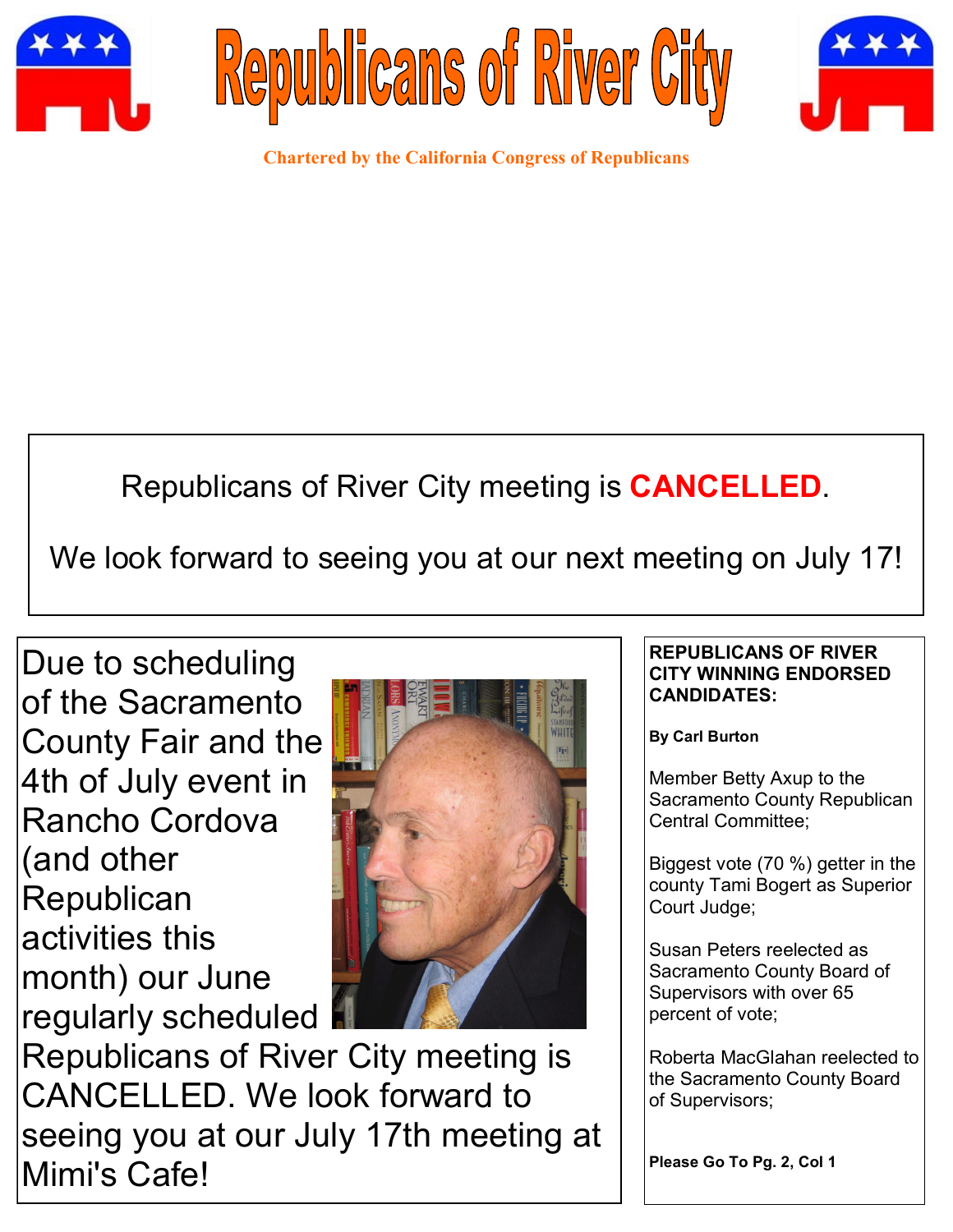# Republicans of River City

**Chartered by the California Congress of Republicans**

Republicans of River City meeting is **CANCELLED**.

We look forward to seeing you at our next meeting on July 17!

Due to scheduling of the Sacramento County Fair and the 4th of July event in Rancho Cordova (and other Republican activities this month) our June regularly scheduled Republicans of River City meeting is CANCELLED. We look forward to seeing you at our July 17th meeting at Mimi's Cafe!

**REPUBLICANS OF RIVER CITY WINNING ENDORSED CANDIDATES:**

**By Carl Burton**

Member Betty Axup to the Sacramento County Republican Central Committee;

Biggest vote (70 %) getter in the county Tami Bogert as Superior Court Judge;

Susan Peters reelected as Sacramento County Board of Supervisors with over 65 percent of vote;

Roberta MacGlahan reelected to the Sacramento County Board of Supervisors;

**Please Go To Pg. 2, Col 1**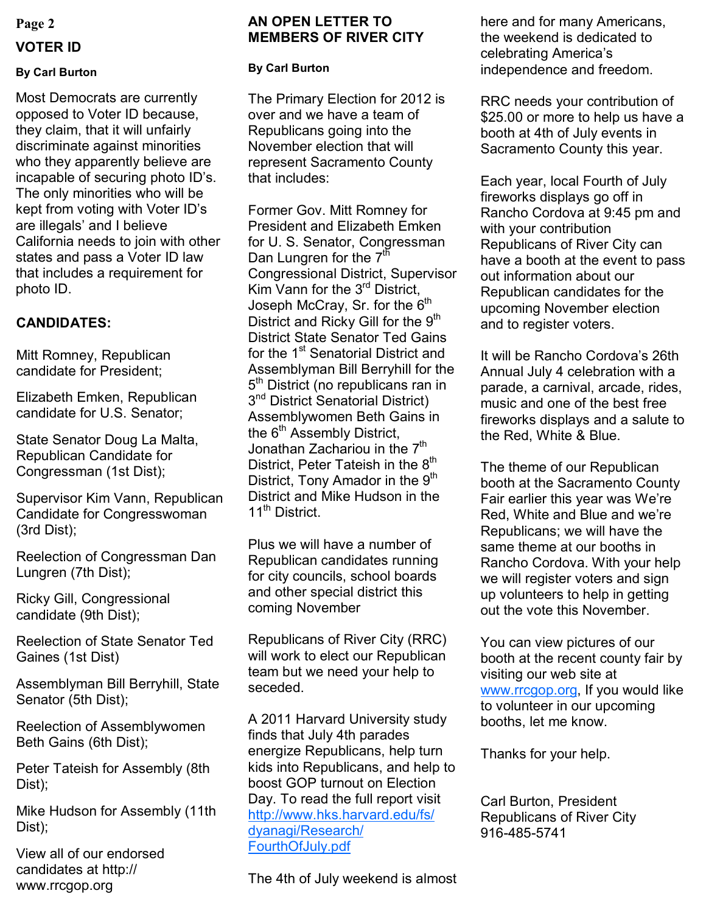## VOTER ID

**By Carl Burton**

Most Democrats are currently opposed to Voter ID because, they claim, that it will unfairly discriminate against minorities who they apparently believe are incapable of securing photo ID's. The only minorities who will be kept from voting with Voter ID's are illegals' and I believe California needs to join with other states and pass a Voter ID law that includes a requirement for photo ID.

**CANDIDATES:**

Mitt Romney, Republican candidate for President;

Elizabeth Emken, Republican candidate for U.S. Senator;

State Senator Doug La Malta, Republican Candidate for Congressman (1st Dist);

Supervisor Kim Vann, Republican Candidate for Congresswoman (3rd Dist);

Reelection of Congressman Dan Lungren (7th Dist);

Ricky Gill, Congressional candidate (9th Dist);

Reelection of State Senator Ted Gaines (1st Dist)

Assemblyman Bill Berryhill, State Senator (5th Dist);

Reelection of Assemblywomen Beth Gains (6th Dist);

Peter Tateish for Assembly (8th Dist);

Mike Hudson for Assembly (11th Dist);

View all of our endorsed candidates at http://www.rrcgop.org

## AN OPEN LETTER TO MEMBERS OF RIVER CITY

**By Carl Burton**

The Primary Election for 2012 is over and we have a team of Republicans going into the November election that will represent Sacramento County that includes:

Former Gov. Mitt Romney for President and Elizabeth Emken for U. S. Senator, Congressman Dan Lungren for the 7th Congressional District, Supervisor Kim Vann for the 3rd District, Joseph McCray, Sr. for the 6th District and Ricky Gill for the 9th District State Senator Ted Gains for the 1st Senatorial District and Assemblyman Bill Berryhill for the 5th District (no republicans ran in 3nd District Senatorial District) Assemblywomen Beth Gains in the 6th Assembly District, Jonathan Zachariou in the 7th District, Peter Tateish in the 8th District, Tony Amador in the 9th District and Mike Hudson in the 11th District.

Plus we will have a number of Republican candidates running for city councils, school boards and other special district this coming November

Republicans of River City (RRC) will work to elect our Republican team but we need your help to seceded.

A 2011 Harvard University study finds that July 4th parades energize Republicans, help turn kids into Republicans, and help to boost GOP turnout on Election Day. To read the full report visit [http://www.hks.harvard.edu/fs/dyanagi/Research/FourthOfJuly.pdf](http://www.hks.harvard.edu/fs/dyanagi/Research/FourthOfJuly.pdf)

The 4th of July weekend is almost here and for many Americans, the weekend is dedicated to celebrating America's independence and freedom.

RRC needs your contribution of $25.00 or more to help us have a booth at 4th of July events in Sacramento County this year.

Each year, local Fourth of July fireworks displays go off in Rancho Cordova at 9:45 pm and with your contribution Republicans of River City can have a booth at the event to pass out information about our Republican candidates for the upcoming November election and to register voters.

It will be Rancho Cordova's 26th Annual July 4 celebration with a parade, a carnival, arcade, rides, music and one of the best free fireworks displays and a salute to the Red, White & Blue.

The theme of our Republican booth at the Sacramento County Fair earlier this year was We're Red, White and Blue and we're Republicans; we will have the same theme at our booths in Rancho Cordova. With your help we will register voters and sign up volunteers to help in getting out the vote this November.

You can view pictures of our booth at the recent county fair by visiting our web site at [www.rrcgop.org](http://www.rrcgop.org), If you would like to volunteer in our upcoming booths, let me know.

Thanks for your help.

Carl Burton, President
Republicans of River City
916-485-5741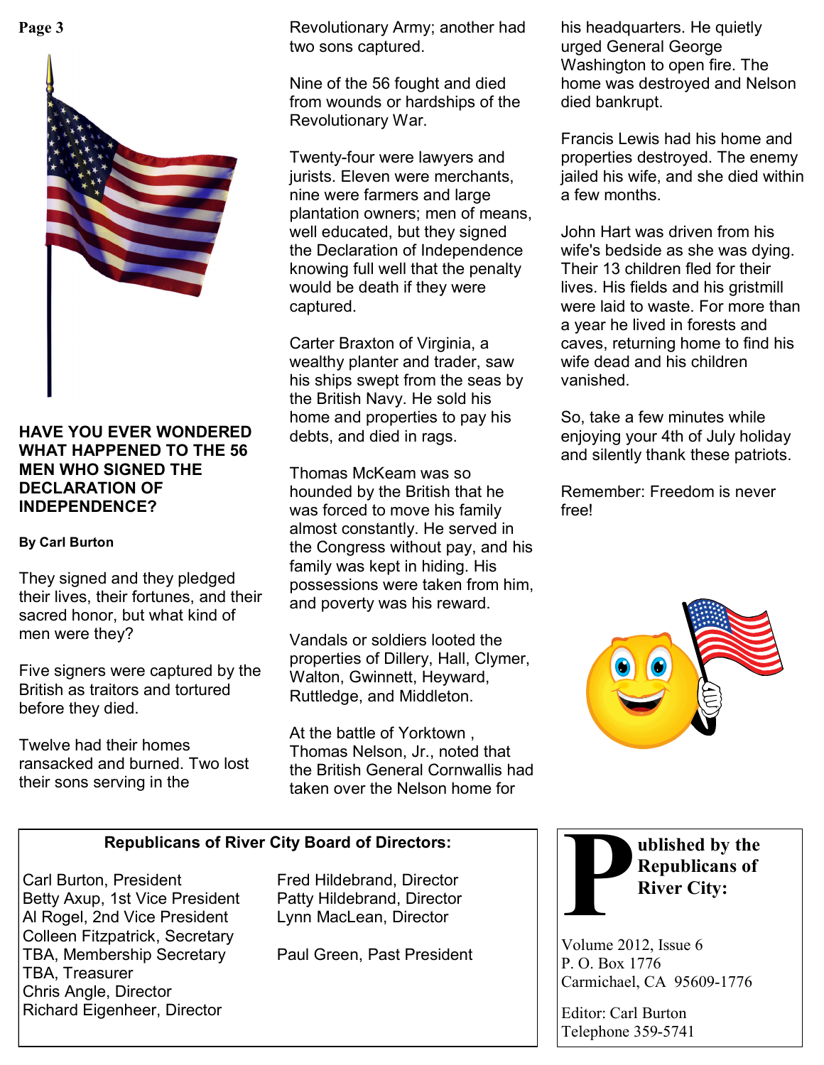## HAVE YOU EVER WONDERED WHAT HAPPENED TO THE 56 MEN WHO SIGNED THE DECLARATION OF INDEPENDENCE?

**By Carl Burton**

They signed and they pledged their lives, their fortunes, and their sacred honor, but what kind of men were they?

Five signers were captured by the British as traitors and tortured before they died.

Twelve had their homes ransacked and burned. Two lost their sons serving in the Revolutionary Army; another had two sons captured.

Nine of the 56 fought and died from wounds or hardships of the Revolutionary War.

Twenty-four were lawyers and jurists. Eleven were merchants, nine were farmers and large plantation owners; men of means, well educated, but they signed the Declaration of Independence knowing full well that the penalty would be death if they were captured.

Carter Braxton of Virginia, a wealthy planter and trader, saw his ships swept from the seas by the British Navy. He sold his home and properties to pay his debts, and died in rags.

Thomas McKeam was so hounded by the British that he was forced to move his family almost constantly. He served in the Congress without pay, and his family was kept in hiding. His possessions were taken from him, and poverty was his reward.

Vandals or soldiers looted the properties of Dillery, Hall, Clymer, Walton, Gwinnett, Heyward, Ruttledge, and Middleton.

At the battle of Yorktown , Thomas Nelson, Jr., noted that the British General Cornwallis had taken over the Nelson home for his headquarters. He quietly urged General George Washington to open fire. The home was destroyed and Nelson died bankrupt.

Francis Lewis had his home and properties destroyed. The enemy jailed his wife, and she died within a few months.

John Hart was driven from his wife's bedside as she was dying. Their 13 children fled for their lives. His fields and his gristmill were laid to waste. For more than a year he lived in forests and caves, returning home to find his wife dead and his children vanished.

So, take a few minutes while enjoying your 4th of July holiday and silently thank these patriots.

Remember: Freedom is never free!

**Republicans of River City Board of Directors:**

Carl Burton, President
Betty Axup, 1st Vice President
Al Rogel, 2nd Vice President
Colleen Fitzpatrick, Secretary
TBA, Membership Secretary
TBA, Treasurer
Chris Angle, Director
Richard Eigenheer, Director
Fred Hildebrand, Director
Patty Hildebrand, Director
Lynn MacLean, Director

Paul Green, Past President

**Published by the Republicans of River City:**

Volume 2012, Issue 6
P. O. Box 1776
Carmichael, CA 95609-1776

Editor: Carl Burton
Telephone 359-5741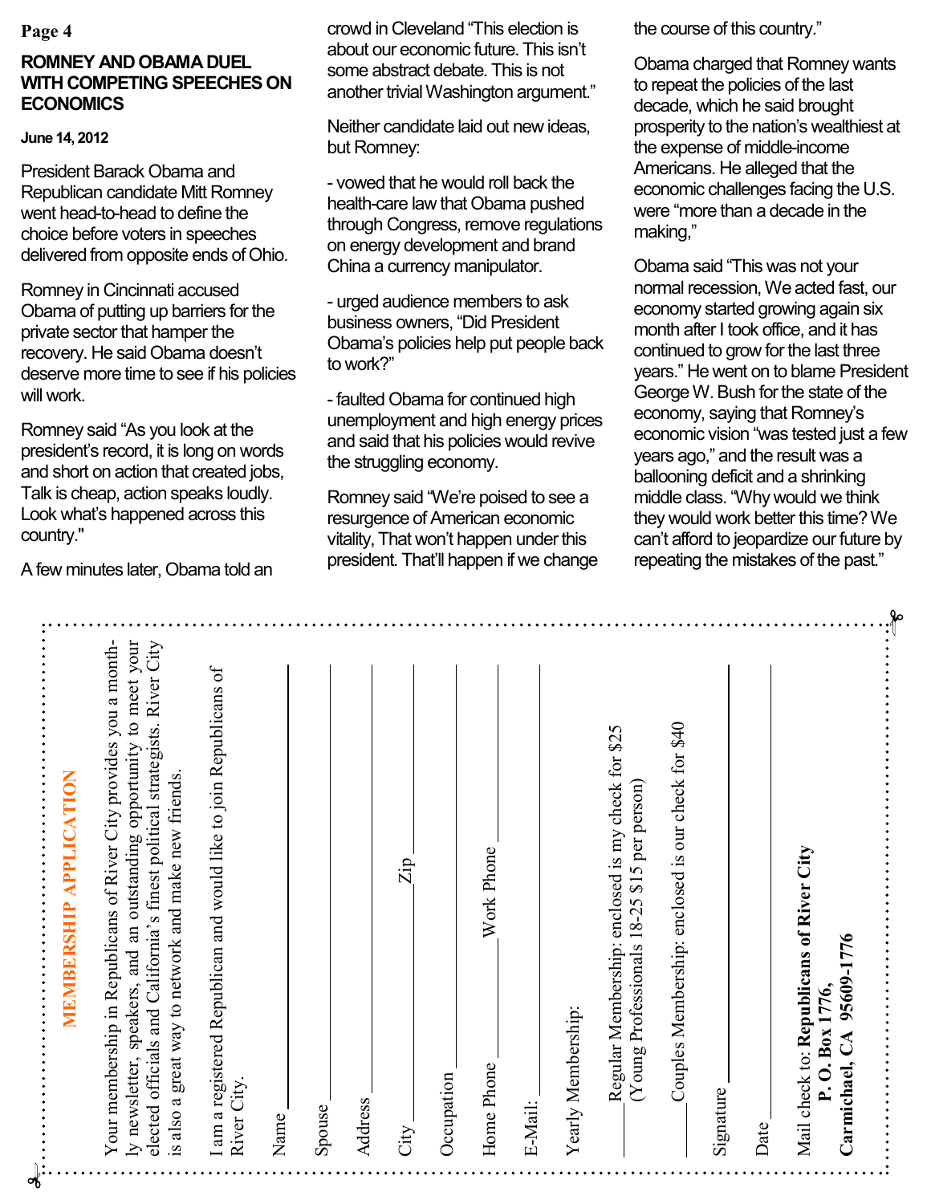## ROMNEY AND OBAMA DUEL WITH COMPETING SPEECHES ON ECONOMICS

**June 14, 2012**

President Barack Obama and Republican candidate Mitt Romney went head-to-head to define the choice before voters in speeches delivered from opposite ends of Ohio.

Romney in Cincinnati accused Obama of putting up barriers for the private sector that hamper the recovery. He said Obama doesn't deserve more time to see if his policies will work.

Romney said "As you look at the president's record, it is long on words and short on action that created jobs, Talk is cheap, action speaks loudly. Look what's happened across this country."

A few minutes later, Obama told an crowd in Cleveland "This election is about our economic future. This isn't some abstract debate. This is not another trivial Washington argument."

Neither candidate laid out new ideas, but Romney:

- vowed that he would roll back the health-care law that Obama pushed through Congress, remove regulations on energy development and brand China a currency manipulator.

- urged audience members to ask business owners, "Did President Obama's policies help put people back to work?"

- faulted Obama for continued high unemployment and high energy prices and said that his policies would revive the struggling economy.

Romney said "We're poised to see a resurgence of American economic vitality, That won't happen under this president. That'll happen if we change the course of this country."

Obama charged that Romney wants to repeat the policies of the last decade, which he said brought prosperity to the nation's wealthiest at the expense of middle-income Americans. He alleged that the economic challenges facing the U.S. were "more than a decade in the making,"

Obama said "This was not your normal recession, We acted fast, our economy started growing again six month after I took office, and it has continued to grow for the last three years." He went on to blame President George W. Bush for the state of the economy, saying that Romney's economic vision "was tested just a few years ago," and the result was a ballooning deficit and a shrinking middle class. "Why would we think they would work better this time? We can't afford to jeopardize our future by repeating the mistakes of the past."

---

## MEMBERSHIP APPLICATION

Your membership in Republicans of River City provides you a monthly newsletter, speakers, and an outstanding opportunity to meet your elected officials and California's finest political strategists. River City is also a great way to network and make new friends.

I am a registered Republican and would like to join Republicans of River City.

Name \_\_\_\_\_\_\_\_\_\_\_\_\_\_\_\_\_\_\_\_

Spouse \_\_\_\_\_\_\_\_\_\_\_\_\_\_\_\_\_\_\_\_

Address \_\_\_\_\_\_\_\_\_\_\_\_\_\_\_\_\_\_\_\_

City \_\_\_\_\_\_\_\_\_\_ Zip \_\_\_\_\_\_\_\_\_\_

Occupation \_\_\_\_\_\_\_\_\_\_\_\_\_\_\_\_\_\_\_\_

Home Phone \_\_\_\_\_\_\_\_\_\_ Work Phone \_\_\_\_\_\_\_\_\_\_

E-Mail: \_\_\_\_\_\_\_\_\_\_\_\_\_\_\_\_\_\_\_\_

Yearly Membership:

\_\_\_\_ Regular Membership: enclosed is my check for $25 (Young Professionals 18-25 $15 per person)

\_\_\_\_ Couples Membership: enclosed is our check for $40

Signature \_\_\_\_\_\_\_\_\_\_\_\_\_\_\_\_\_\_\_\_

Date \_\_\_\_\_\_\_\_\_\_\_\_\_\_\_\_\_\_\_\_

Mail check to: **Republicans of River City**
**P. O. Box 1776,**
**Carmichael, CA 95609-1776**